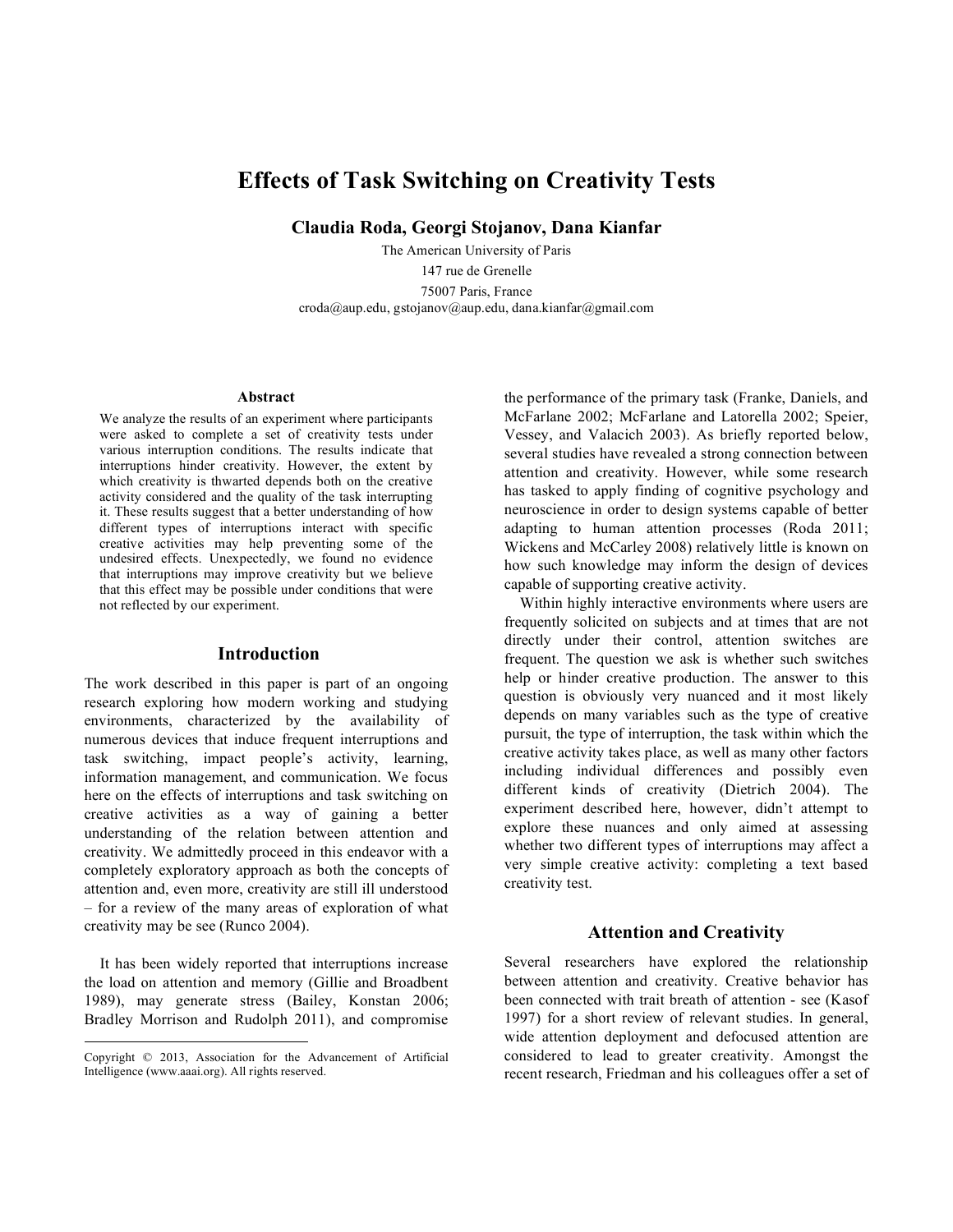# Effects of Task Switching on Creativity Tests

**Claudia Roda, Georgi Stojanov, Dana Kianfar**

The American University of Paris
147 rue de Grenelle
75007 Paris, France
croda@aup.edu, gstojanov@aup.edu, dana.kianfar@gmail.com

### Abstract

We analyze the results of an experiment where participants were asked to complete a set of creativity tests under various interruption conditions. The results indicate that interruptions hinder creativity. However, the extent by which creativity is thwarted depends both on the creative activity considered and the quality of the task interrupting it. These results suggest that a better understanding of how different types of interruptions interact with specific creative activities may help preventing some of the undesired effects. Unexpectedly, we found no evidence that interruptions may improve creativity but we believe that this effect may be possible under conditions that were not reflected by our experiment.

## Introduction

The work described in this paper is part of an ongoing research exploring how modern working and studying environments, characterized by the availability of numerous devices that induce frequent interruptions and task switching, impact people's activity, learning, information management, and communication. We focus here on the effects of interruptions and task switching on creative activities as a way of gaining a better understanding of the relation between attention and creativity. We admittedly proceed in this endeavor with a completely exploratory approach as both the concepts of attention and, even more, creativity are still ill understood – for a review of the many areas of exploration of what creativity may be see (Runco 2004).

It has been widely reported that interruptions increase the load on attention and memory (Gillie and Broadbent 1989), may generate stress (Bailey, Konstan 2006; Bradley Morrison and Rudolph 2011), and compromise the performance of the primary task (Franke, Daniels, and McFarlane 2002; McFarlane and Latorella 2002; Speier, Vessey, and Valacich 2003). As briefly reported below, several studies have revealed a strong connection between attention and creativity. However, while some research has tasked to apply finding of cognitive psychology and neuroscience in order to design systems capable of better adapting to human attention processes (Roda 2011; Wickens and McCarley 2008) relatively little is known on how such knowledge may inform the design of devices capable of supporting creative activity.

Within highly interactive environments where users are frequently solicited on subjects and at times that are not directly under their control, attention switches are frequent. The question we ask is whether such switches help or hinder creative production. The answer to this question is obviously very nuanced and it most likely depends on many variables such as the type of creative pursuit, the type of interruption, the task within which the creative activity takes place, as well as many other factors including individual differences and possibly even different kinds of creativity (Dietrich 2004). The experiment described here, however, didn't attempt to explore these nuances and only aimed at assessing whether two different types of interruptions may affect a very simple creative activity: completing a text based creativity test.

## Attention and Creativity

Several researchers have explored the relationship between attention and creativity. Creative behavior has been connected with trait breath of attention - see (Kasof 1997) for a short review of relevant studies. In general, wide attention deployment and defocused attention are considered to lead to greater creativity. Amongst the recent research, Friedman and his colleagues offer a set of

Copyright © 2013, Association for the Advancement of Artificial Intelligence (www.aaai.org). All rights reserved.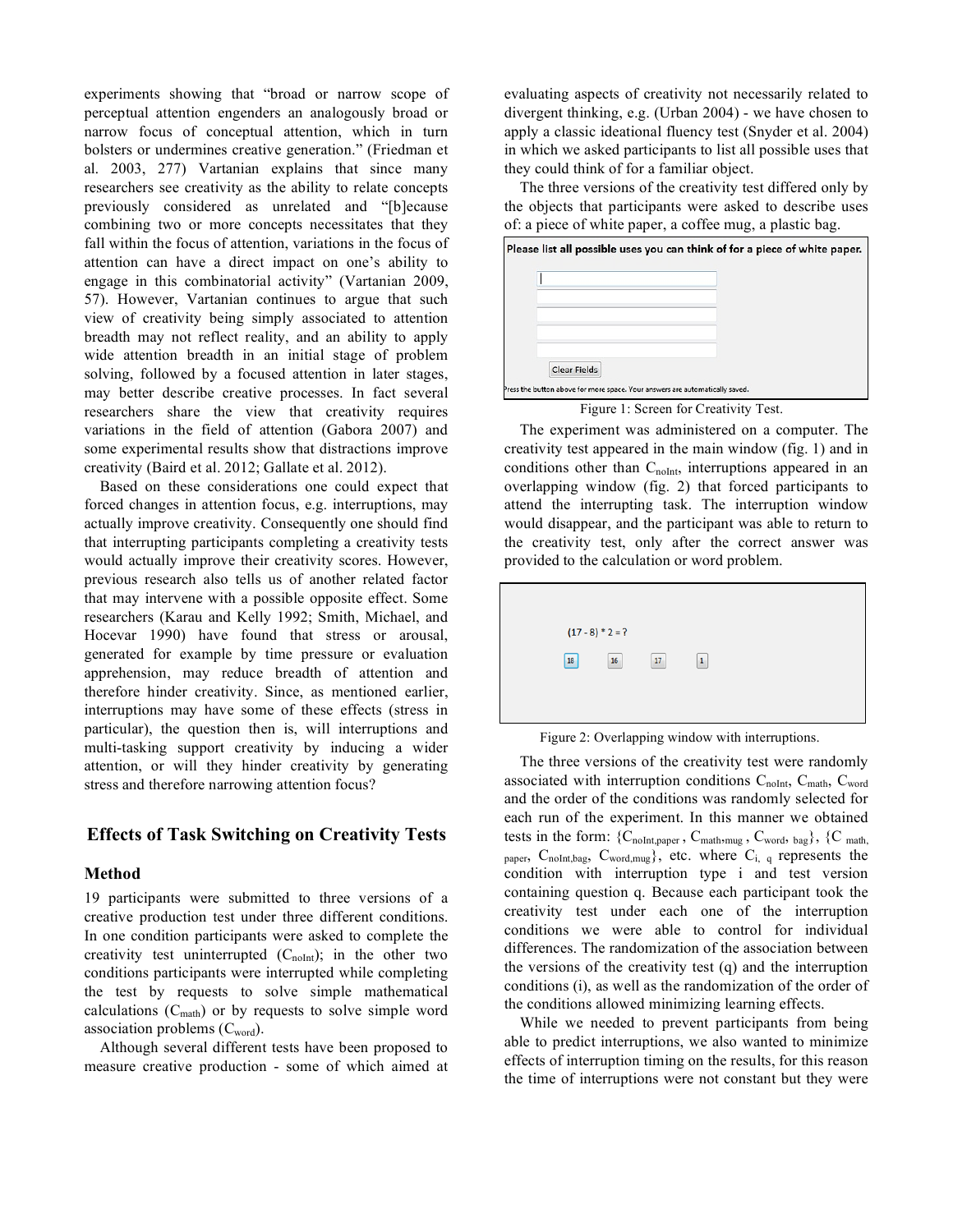experiments showing that "broad or narrow scope of perceptual attention engenders an analogously broad or narrow focus of conceptual attention, which in turn bolsters or undermines creative generation." (Friedman et al. 2003, 277) Vartanian explains that since many researchers see creativity as the ability to relate concepts previously considered as unrelated and "[b]ecause combining two or more concepts necessitates that they fall within the focus of attention, variations in the focus of attention can have a direct impact on one's ability to engage in this combinatorial activity" (Vartanian 2009, 57). However, Vartanian continues to argue that such view of creativity being simply associated to attention breadth may not reflect reality, and an ability to apply wide attention breadth in an initial stage of problem solving, followed by a focused attention in later stages, may better describe creative processes. In fact several researchers share the view that creativity requires variations in the field of attention (Gabora 2007) and some experimental results show that distractions improve creativity (Baird et al. 2012; Gallate et al. 2012).

Based on these considerations one could expect that forced changes in attention focus, e.g. interruptions, may actually improve creativity. Consequently one should find that interrupting participants completing a creativity tests would actually improve their creativity scores. However, previous research also tells us of another related factor that may intervene with a possible opposite effect. Some researchers (Karau and Kelly 1992; Smith, Michael, and Hocevar 1990) have found that stress or arousal, generated for example by time pressure or evaluation apprehension, may reduce breadth of attention and therefore hinder creativity. Since, as mentioned earlier, interruptions may have some of these effects (stress in particular), the question then is, will interruptions and multi-tasking support creativity by inducing a wider attention, or will they hinder creativity by generating stress and therefore narrowing attention focus?

## Effects of Task Switching on Creativity Tests

### Method

19 participants were submitted to three versions of a creative production test under three different conditions. In one condition participants were asked to complete the creativity test uninterrupted ($C_{noInt}$); in the other two conditions participants were interrupted while completing the test by requests to solve simple mathematical calculations ($C_{math}$) or by requests to solve simple word association problems ($C_{word}$).

Although several different tests have been proposed to measure creative production - some of which aimed at evaluating aspects of creativity not necessarily related to divergent thinking, e.g. (Urban 2004) - we have chosen to apply a classic ideational fluency test (Snyder et al. 2004) in which we asked participants to list all possible uses that they could think of for a familiar object.

The three versions of the creativity test differed only by the objects that participants were asked to describe uses of: a piece of white paper, a coffee mug, a plastic bag.

Please list **all possible uses** you can think of for a piece of white paper.

Clear Fields

Press the button above for more space. Your answers are automatically saved.

Figure 1: Screen for Creativity Test.

The experiment was administered on a computer. The creativity test appeared in the main window (fig. 1) and in conditions other than $C_{noInt}$, interruptions appeared in an overlapping window (fig. 2) that forced participants to attend the interrupting task. The interruption window would disappear, and the participant was able to return to the creativity test, only after the correct answer was provided to the calculation or word problem.

(17 - 8) * 2 = ?

18 16 17 1

Figure 2: Overlapping window with interruptions.

The three versions of the creativity test were randomly associated with interruption conditions $C_{noInt}$, $C_{math}$, $C_{word}$ and the order of the conditions was randomly selected for each run of the experiment. In this manner we obtained tests in the form: {$C_{noInt,paper}$, $C_{math,mug}$, $C_{word,bag}$}, {$C_{math,paper}$, $C_{noInt,bag}$, $C_{word,mug}$}, etc. where $C_{i,q}$ represents the condition with interruption type i and test version containing question q. Because each participant took the creativity test under each one of the interruption conditions we were able to control for individual differences. The randomization of the association between the versions of the creativity test (q) and the interruption conditions (i), as well as the randomization of the order of the conditions allowed minimizing learning effects.

While we needed to prevent participants from being able to predict interruptions, we also wanted to minimize effects of interruption timing on the results, for this reason the time of interruptions were not constant but they were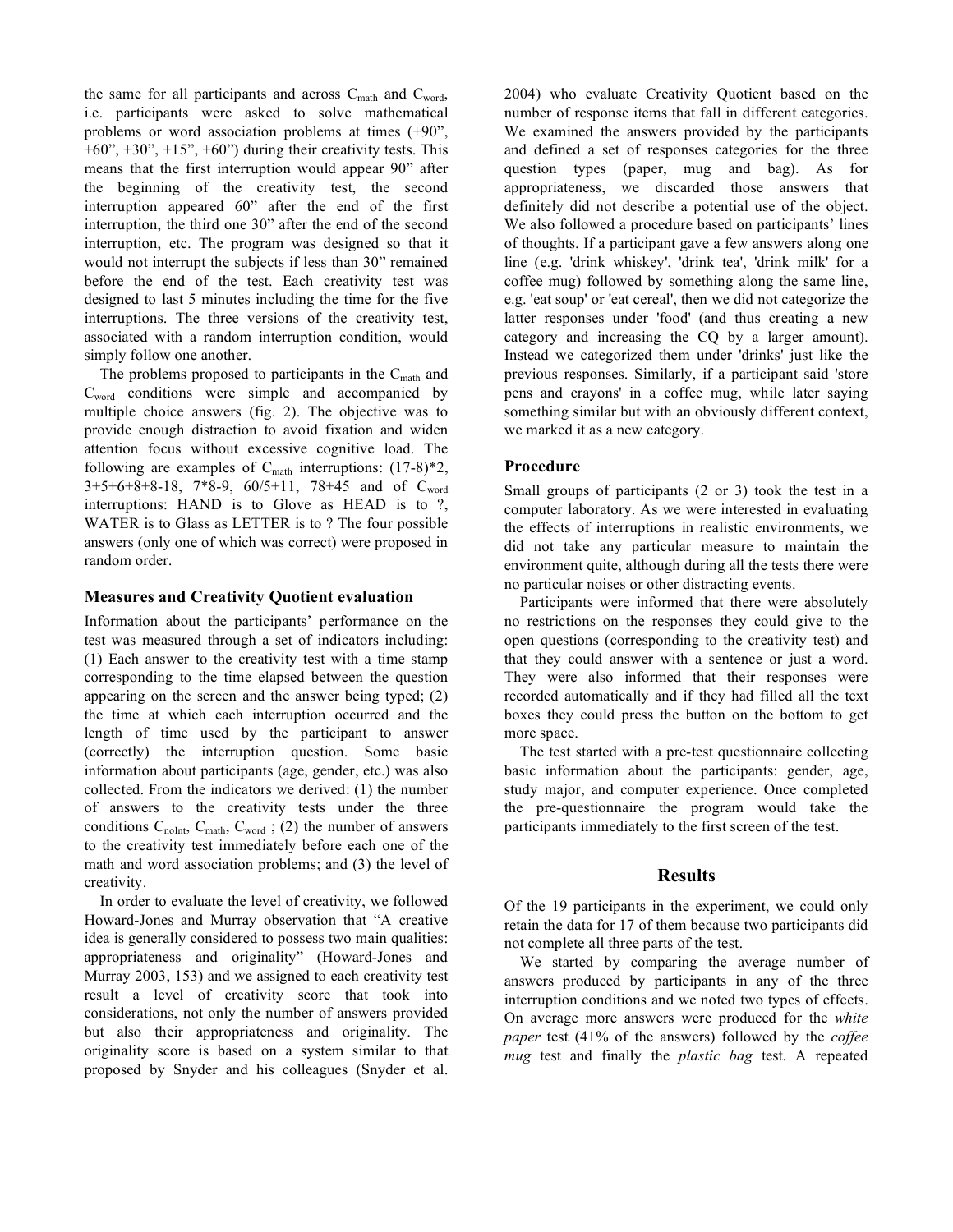the same for all participants and across $C_{math}$ and $C_{word}$, i.e. participants were asked to solve mathematical problems or word association problems at times (+90", +60", +30", +15", +60") during their creativity tests. This means that the first interruption would appear 90" after the beginning of the creativity test, the second interruption appeared 60" after the end of the first interruption, the third one 30" after the end of the second interruption, etc. The program was designed so that it would not interrupt the subjects if less than 30" remained before the end of the test. Each creativity test was designed to last 5 minutes including the time for the five interruptions. The three versions of the creativity test, associated with a random interruption condition, would simply follow one another.

The problems proposed to participants in the $C_{math}$ and $C_{word}$ conditions were simple and accompanied by multiple choice answers (fig. 2). The objective was to provide enough distraction to avoid fixation and widen attention focus without excessive cognitive load. The following are examples of $C_{math}$ interruptions: (17-8)*2, 3+5+6+8+8-18, 7*8-9, 60/5+11, 78+45 and of $C_{word}$ interruptions: HAND is to Glove as HEAD is to ?, WATER is to Glass as LETTER is to ? The four possible answers (only one of which was correct) were proposed in random order.

### Measures and Creativity Quotient evaluation

Information about the participants' performance on the test was measured through a set of indicators including: (1) Each answer to the creativity test with a time stamp corresponding to the time elapsed between the question appearing on the screen and the answer being typed; (2) the time at which each interruption occurred and the length of time used by the participant to answer (correctly) the interruption question. Some basic information about participants (age, gender, etc.) was also collected. From the indicators we derived: (1) the number of answers to the creativity tests under the three conditions $C_{noInt}$, $C_{math}$, $C_{word}$ ; (2) the number of answers to the creativity test immediately before each one of the math and word association problems; and (3) the level of creativity.

In order to evaluate the level of creativity, we followed Howard-Jones and Murray observation that "A creative idea is generally considered to possess two main qualities: appropriateness and originality" (Howard-Jones and Murray 2003, 153) and we assigned to each creativity test result a level of creativity score that took into considerations, not only the number of answers provided but also their appropriateness and originality. The originality score is based on a system similar to that proposed by Snyder and his colleagues (Snyder et al. 2004) who evaluate Creativity Quotient based on the number of response items that fall in different categories. We examined the answers provided by the participants and defined a set of responses categories for the three question types (paper, mug and bag). As for appropriateness, we discarded those answers that definitely did not describe a potential use of the object. We also followed a procedure based on participants' lines of thoughts. If a participant gave a few answers along one line (e.g. 'drink whiskey', 'drink tea', 'drink milk' for a coffee mug) followed by something along the same line, e.g. 'eat soup' or 'eat cereal', then we did not categorize the latter responses under 'food' (and thus creating a new category and increasing the CQ by a larger amount). Instead we categorized them under 'drinks' just like the previous responses. Similarly, if a participant said 'store pens and crayons' in a coffee mug, while later saying something similar but with an obviously different context, we marked it as a new category.

### Procedure

Small groups of participants (2 or 3) took the test in a computer laboratory. As we were interested in evaluating the effects of interruptions in realistic environments, we did not take any particular measure to maintain the environment quite, although during all the tests there were no particular noises or other distracting events.

Participants were informed that there were absolutely no restrictions on the responses they could give to the open questions (corresponding to the creativity test) and that they could answer with a sentence or just a word. They were also informed that their responses were recorded automatically and if they had filled all the text boxes they could press the button on the bottom to get more space.

The test started with a pre-test questionnaire collecting basic information about the participants: gender, age, study major, and computer experience. Once completed the pre-questionnaire the program would take the participants immediately to the first screen of the test.

## Results

Of the 19 participants in the experiment, we could only retain the data for 17 of them because two participants did not complete all three parts of the test.

We started by comparing the average number of answers produced by participants in any of the three interruption conditions and we noted two types of effects. On average more answers were produced for the *white paper* test (41% of the answers) followed by the *coffee mug* test and finally the *plastic bag* test. A repeated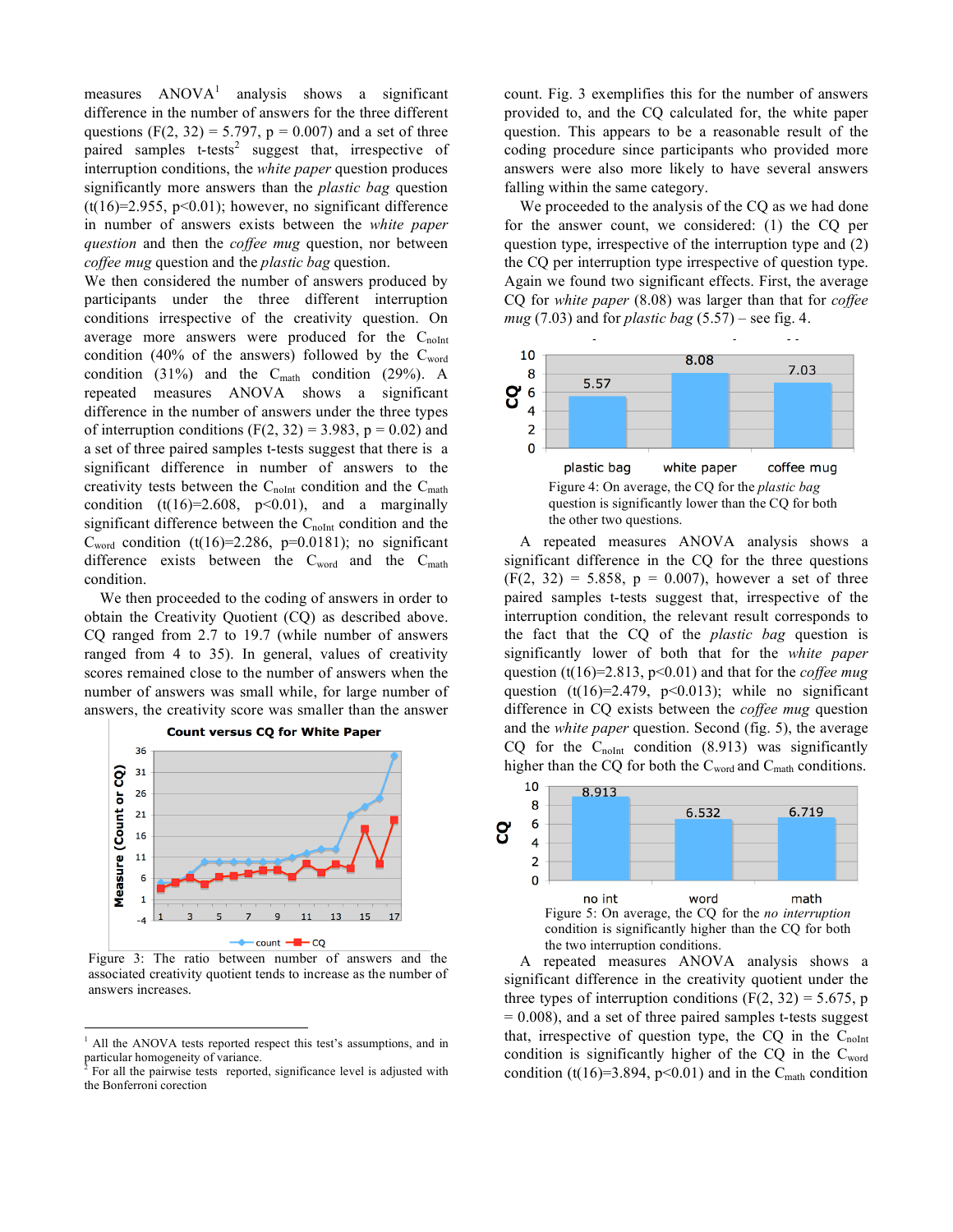measures ANOVA[1] analysis shows a significant difference in the number of answers for the three different questions ($F(2, 32) = 5.797$, $p = 0.007$) and a set of three paired samples t-tests[2] suggest that, irrespective of interruption conditions, the *white paper* question produces significantly more answers than the *plastic bag* question ($t(16)=2.955$, $p<0.01$); however, no significant difference in number of answers exists between the *white paper question* and then the *coffee mug* question, nor between *coffee mug* question and the *plastic bag* question.

We then considered the number of answers produced by participants under the three different interruption conditions irrespective of the creativity question. On average more answers were produced for the $C_{noInt}$ condition (40% of the answers) followed by the $C_{word}$ condition (31%) and the $C_{math}$ condition (29%). A repeated measures ANOVA shows a significant difference in the number of answers under the three types of interruption conditions ($F(2, 32) = 3.983$, $p = 0.02$) and a set of three paired samples t-tests suggest that there is a significant difference in number of answers to the creativity tests between the $C_{noInt}$ condition and the $C_{math}$ condition ($t(16)=2.608$, $p<0.01$), and a marginally significant difference between the $C_{noInt}$ condition and the $C_{word}$ condition ($t(16)=2.286$, $p=0.0181$); no significant difference exists between the $C_{word}$ and the $C_{math}$ condition.

We then proceeded to the coding of answers in order to obtain the Creativity Quotient (CQ) as described above. CQ ranged from 2.7 to 19.7 (while number of answers ranged from 4 to 35). In general, values of creativity scores remained close to the number of answers when the number of answers was small while, for large number of answers, the creativity score was smaller than the answer count. Fig. 3 exemplifies this for the number of answers provided to, and the CQ calculated for, the white paper question. This appears to be a reasonable result of the coding procedure since participants who provided more answers were also more likely to have several answers falling within the same category.

Figure 3: The ratio between number of answers and the associated creativity quotient tends to increase as the number of answers increases.

We proceeded to the analysis of the CQ as we had done for the answer count, we considered: (1) the CQ per question type, irrespective of the interruption type and (2) the CQ per interruption type irrespective of question type. Again we found two significant effects. First, the average CQ for *white paper* (8.08) was larger than that for *coffee mug* (7.03) and for *plastic bag* (5.57) – see fig. 4.

Figure 4: On average, the CQ for the *plastic bag* question is significantly lower than the CQ for both the other two questions.

A repeated measures ANOVA analysis shows a significant difference in the CQ for the three questions ($F(2, 32) = 5.858$, $p = 0.007$), however a set of three paired samples t-tests suggest that, irrespective of the interruption condition, the relevant result corresponds to the fact that the CQ of the *plastic bag* question is significantly lower of both that for the *white paper* question ($t(16)=2.813$, $p<0.01$) and that for the *coffee mug* question ($t(16)=2.479$, $p<0.013$); while no significant difference in CQ exists between the *coffee mug* question and the *white paper* question. Second (fig. 5), the average CQ for the $C_{noInt}$ condition (8.913) was significantly higher than the CQ for both the $C_{word}$ and $C_{math}$ conditions.

Figure 5: On average, the CQ for the *no interruption* condition is significantly higher than the CQ for both the two interruption conditions.

A repeated measures ANOVA analysis shows a significant difference in the creativity quotient under the three types of interruption conditions ($F(2, 32) = 5.675$, $p = 0.008$), and a set of three paired samples t-tests suggest that, irrespective of question type, the CQ in the $C_{noInt}$ condition is significantly higher of the CQ in the $C_{word}$ condition ($t(16)=3.894$, $p<0.01$) and in the $C_{math}$ condition

[1] All the ANOVA tests reported respect this test's assumptions, and in particular homogeneity of variance.

[2] For all the pairwise tests reported, significance level is adjusted with the Bonferroni corection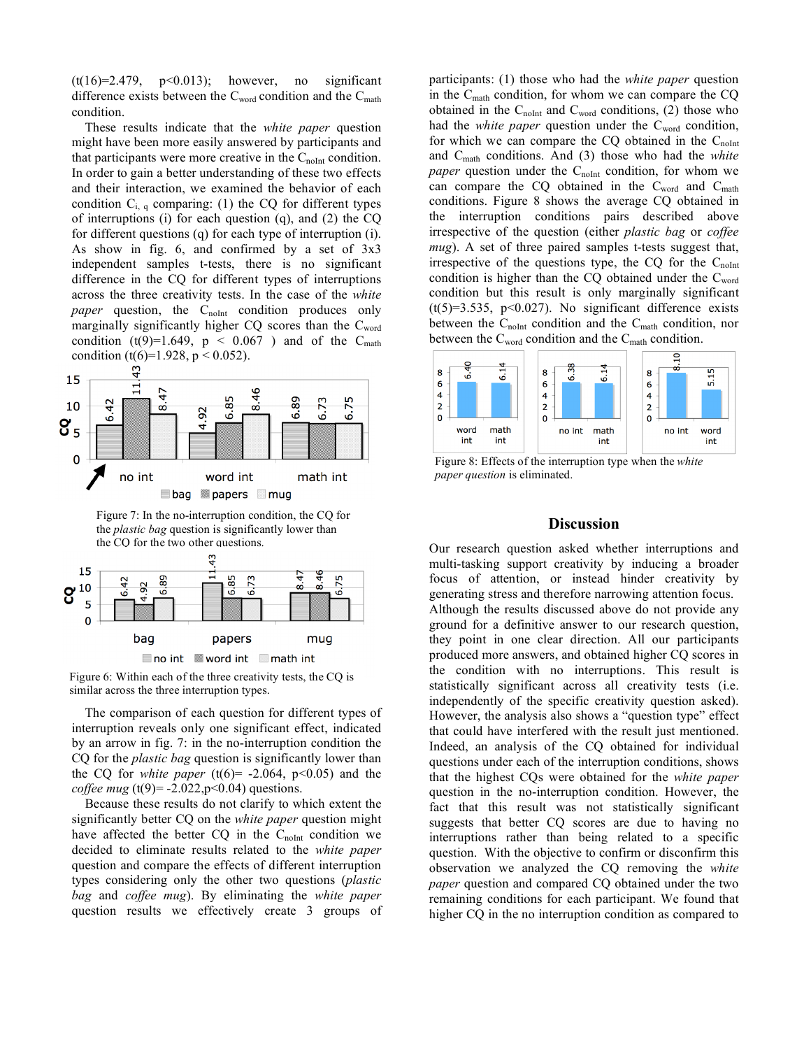(t(16)=2.479, p<0.013); however, no significant difference exists between the $C_{word}$ condition and the $C_{math}$ condition.

These results indicate that the *white paper* question might have been more easily answered by participants and that participants were more creative in the $C_{noInt}$ condition. In order to gain a better understanding of these two effects and their interaction, we examined the behavior of each condition $C_{i,\ q}$ comparing: (1) the CQ for different types of interruptions (i) for each question (q), and (2) the CQ for different questions (q) for each type of interruption (i). As show in fig. 6, and confirmed by a set of 3x3 independent samples t-tests, there is no significant difference in the CQ for different types of interruptions across the three creativity tests. In the case of the *white paper* question, the $C_{noInt}$ condition produces only marginally significantly higher CQ scores than the $C_{word}$ condition (t(9)=1.649, p < 0.067 ) and of the $C_{math}$ condition (t(6)=1.928, p < 0.052).

Figure 7: In the no-interruption condition, the CQ for the *plastic bag* question is significantly lower than the CQ for the two other questions.

Figure 6: Within each of the three creativity tests, the CQ is similar across the three interruption types.

The comparison of each question for different types of interruption reveals only one significant effect, indicated by an arrow in fig. 7: in the no-interruption condition the CQ for the *plastic bag* question is significantly lower than the CQ for *white paper* (t(6)= -2.064, p<0.05) and the *coffee mug* (t(9)= -2.022,p<0.04) questions.

Because these results do not clarify to which extent the significantly better CQ on the *white paper* question might have affected the better CQ in the $C_{noInt}$ condition we decided to eliminate results related to the *white paper* question and compare the effects of different interruption types considering only the other two questions (*plastic bag* and *coffee mug*). By eliminating the *white paper* question results we effectively create 3 groups of participants: (1) those who had the *white paper* question in the $C_{math}$ condition, for whom we can compare the CQ obtained in the $C_{noInt}$ and $C_{word}$ conditions, (2) those who had the *white paper* question under the $C_{word}$ condition, for which we can compare the CQ obtained in the $C_{noInt}$ and $C_{math}$ conditions. And (3) those who had the *white paper* question under the $C_{noInt}$ condition, for whom we can compare the CQ obtained in the $C_{word}$ and $C_{math}$ conditions. Figure 8 shows the average CQ obtained in the interruption conditions pairs described above irrespective of the question (either *plastic bag* or *coffee mug*). A set of three paired samples t-tests suggest that, irrespective of the questions type, the CQ for the $C_{noInt}$ condition is higher than the CQ obtained under the $C_{word}$ condition but this result is only marginally significant (t(5)=3.535, p<0.027). No significant difference exists between the $C_{noInt}$ condition and the $C_{math}$ condition, nor between the $C_{word}$ condition and the $C_{math}$ condition.

Figure 8: Effects of the interruption type when the *white paper question* is eliminated.

## Discussion

Our research question asked whether interruptions and multi-tasking support creativity by inducing a broader focus of attention, or instead hinder creativity by generating stress and therefore narrowing attention focus. Although the results discussed above do not provide any ground for a definitive answer to our research question, they point in one clear direction. All our participants produced more answers, and obtained higher CQ scores in the condition with no interruptions. This result is statistically significant across all creativity tests (i.e. independently of the specific creativity question asked). However, the analysis also shows a "question type" effect that could have interfered with the result just mentioned. Indeed, an analysis of the CQ obtained for individual questions under each of the interruption conditions, shows that the highest CQs were obtained for the *white paper* question in the no-interruption condition. However, the fact that this result was not statistically significant suggests that better CQ scores are due to having no interruptions rather than being related to a specific question. With the objective to confirm or disconfirm this observation we analyzed the CQ removing the *white paper* question and compared CQ obtained under the two remaining conditions for each participant. We found that higher CQ in the no interruption condition as compared to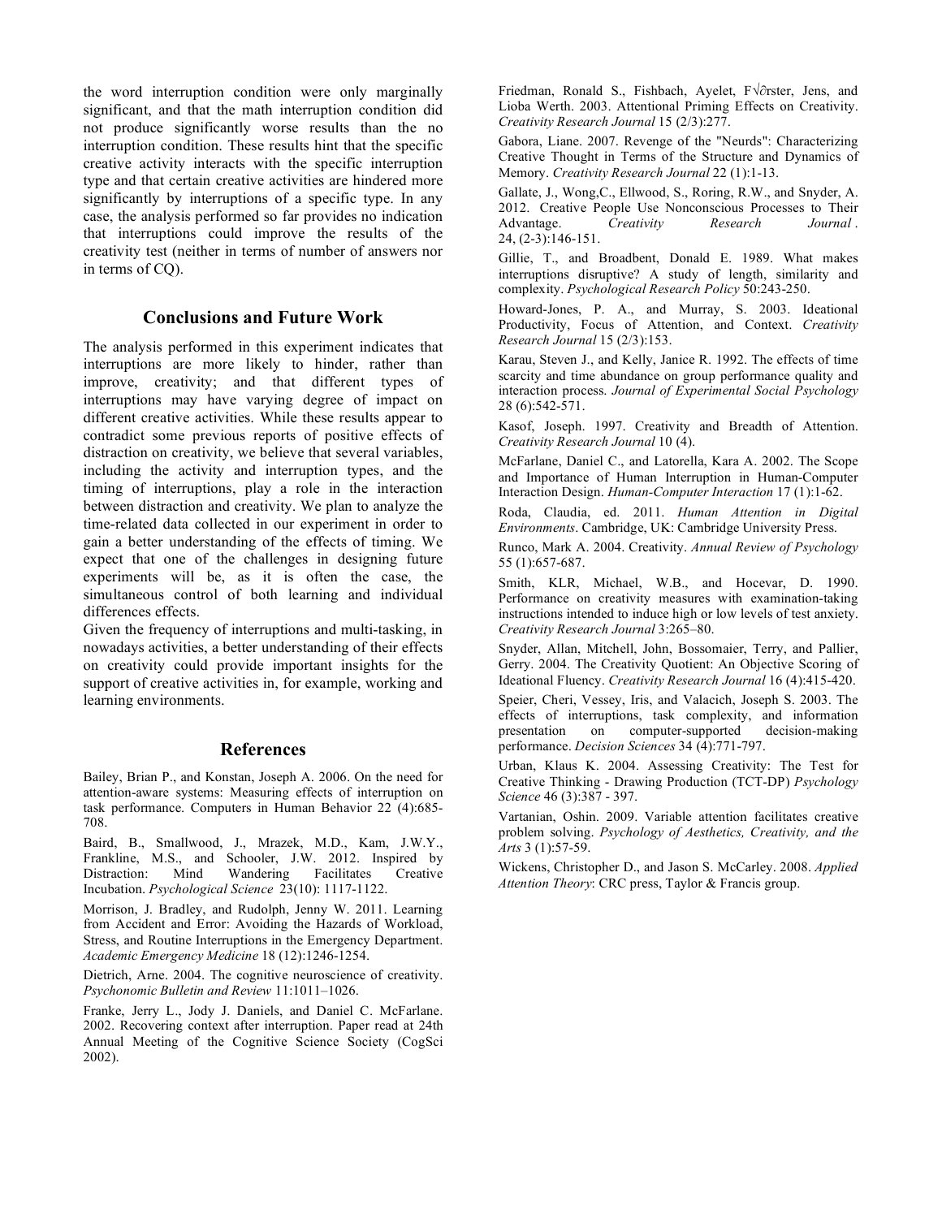the word interruption condition were only marginally significant, and that the math interruption condition did not produce significantly worse results than the no interruption condition. These results hint that the specific creative activity interacts with the specific interruption type and that certain creative activities are hindered more significantly by interruptions of a specific type. In any case, the analysis performed so far provides no indication that interruptions could improve the results of the creativity test (neither in terms of number of answers nor in terms of CQ).

## Conclusions and Future Work

The analysis performed in this experiment indicates that interruptions are more likely to hinder, rather than improve, creativity; and that different types of interruptions may have varying degree of impact on different creative activities. While these results appear to contradict some previous reports of positive effects of distraction on creativity, we believe that several variables, including the activity and interruption types, and the timing of interruptions, play a role in the interaction between distraction and creativity. We plan to analyze the time-related data collected in our experiment in order to gain a better understanding of the effects of timing. We expect that one of the challenges in designing future experiments will be, as it is often the case, the simultaneous control of both learning and individual differences effects.

Given the frequency of interruptions and multi-tasking, in nowadays activities, a better understanding of their effects on creativity could provide important insights for the support of creative activities in, for example, working and learning environments.

## References

Bailey, Brian P., and Konstan, Joseph A. 2006. On the need for attention-aware systems: Measuring effects of interruption on task performance. Computers in Human Behavior 22 (4):685-708.

Baird, B., Smallwood, J., Mrazek, M.D., Kam, J.W.Y., Frankline, M.S., and Schooler, J.W. 2012. Inspired by Distraction: Mind Wandering Facilitates Creative Incubation. *Psychological Science* 23(10): 1117-1122.

Morrison, J. Bradley, and Rudolph, Jenny W. 2011. Learning from Accident and Error: Avoiding the Hazards of Workload, Stress, and Routine Interruptions in the Emergency Department. *Academic Emergency Medicine* 18 (12):1246-1254.

Dietrich, Arne. 2004. The cognitive neuroscience of creativity. *Psychonomic Bulletin and Review* 11:1011–1026.

Franke, Jerry L., Jody J. Daniels, and Daniel C. McFarlane. 2002. Recovering context after interruption. Paper read at 24th Annual Meeting of the Cognitive Science Society (CogSci 2002).

Friedman, Ronald S., Fishbach, Ayelet, F√∂rster, Jens, and Lioba Werth. 2003. Attentional Priming Effects on Creativity. *Creativity Research Journal* 15 (2/3):277.

Gabora, Liane. 2007. Revenge of the "Neurds": Characterizing Creative Thought in Terms of the Structure and Dynamics of Memory. *Creativity Research Journal* 22 (1):1-13.

Gallate, J., Wong,C., Ellwood, S., Roring, R.W., and Snyder, A. 2012. Creative People Use Nonconscious Processes to Their Advantage. *Creativity Research Journal* . 24, (2-3):146-151.

Gillie, T., and Broadbent, Donald E. 1989. What makes interruptions disruptive? A study of length, similarity and complexity. *Psychological Research Policy* 50:243-250.

Howard-Jones, P. A., and Murray, S. 2003. Ideational Productivity, Focus of Attention, and Context. *Creativity Research Journal* 15 (2/3):153.

Karau, Steven J., and Kelly, Janice R. 1992. The effects of time scarcity and time abundance on group performance quality and interaction process. *Journal of Experimental Social Psychology* 28 (6):542-571.

Kasof, Joseph. 1997. Creativity and Breadth of Attention. *Creativity Research Journal* 10 (4).

McFarlane, Daniel C., and Latorella, Kara A. 2002. The Scope and Importance of Human Interruption in Human-Computer Interaction Design. *Human-Computer Interaction* 17 (1):1-62.

Roda, Claudia, ed. 2011. *Human Attention in Digital Environments*. Cambridge, UK: Cambridge University Press.

Runco, Mark A. 2004. Creativity. *Annual Review of Psychology* 55 (1):657-687.

Smith, KLR, Michael, W.B., and Hocevar, D. 1990. Performance on creativity measures with examination-taking instructions intended to induce high or low levels of test anxiety. *Creativity Research Journal* 3:265–80.

Snyder, Allan, Mitchell, John, Bossomaier, Terry, and Pallier, Gerry. 2004. The Creativity Quotient: An Objective Scoring of Ideational Fluency. *Creativity Research Journal* 16 (4):415-420.

Speier, Cheri, Vessey, Iris, and Valacich, Joseph S. 2003. The effects of interruptions, task complexity, and information presentation on computer-supported decision-making performance. *Decision Sciences* 34 (4):771-797.

Urban, Klaus K. 2004. Assessing Creativity: The Test for Creative Thinking - Drawing Production (TCT-DP) *Psychology Science* 46 (3):387 - 397.

Vartanian, Oshin. 2009. Variable attention facilitates creative problem solving. *Psychology of Aesthetics, Creativity, and the Arts* 3 (1):57-59.

Wickens, Christopher D., and Jason S. McCarley. 2008. *Applied Attention Theory*: CRC press, Taylor & Francis group.